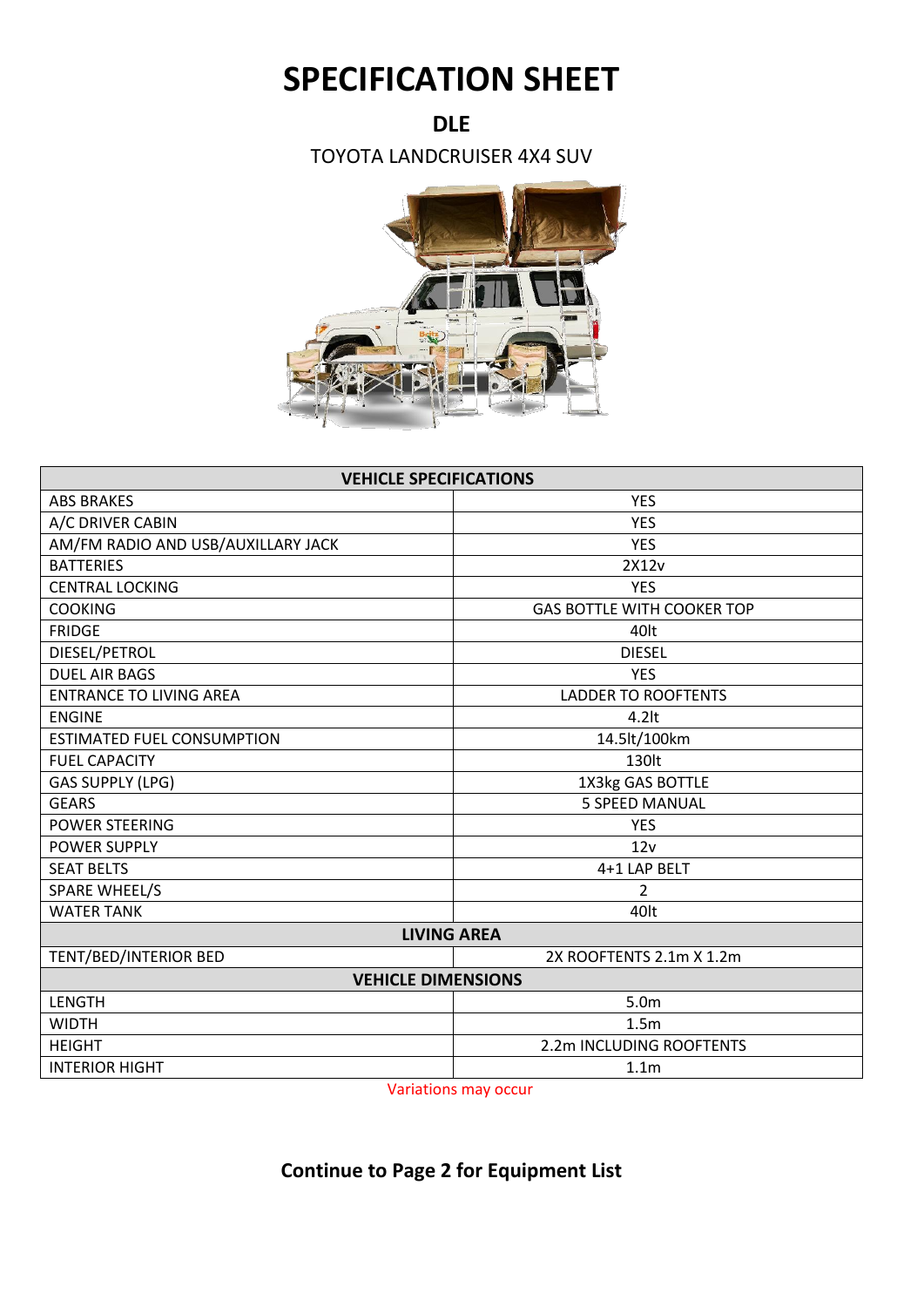# SPECIFICATION SHEET

## DLE

TOYOTA LANDCRUISER 4X4 SUV

| VEHICLE SPECIFICATIONS | |
|---|---|
| ABS BRAKES | YES |
| A/C DRIVER CABIN | YES |
| AM/FM RADIO AND USB/AUXILLARY JACK | YES |
| BATTERIES | 2X12v |
| CENTRAL LOCKING | YES |
| COOKING | GAS BOTTLE WITH COOKER TOP |
| FRIDGE | 40lt |
| DIESEL/PETROL | DIESEL |
| DUEL AIR BAGS | YES |
| ENTRANCE TO LIVING AREA | LADDER TO ROOFTENTS |
| ENGINE | 4.2lt |
| ESTIMATED FUEL CONSUMPTION | 14.5lt/100km |
| FUEL CAPACITY | 130lt |
| GAS SUPPLY (LPG) | 1X3kg GAS BOTTLE |
| GEARS | 5 SPEED MANUAL |
| POWER STEERING | YES |
| POWER SUPPLY | 12v |
| SEAT BELTS | 4+1 LAP BELT |
| SPARE WHEEL/S | 2 |
| WATER TANK | 40lt |
| **LIVING AREA** | |
| TENT/BED/INTERIOR BED | 2X ROOFTENTS 2.1m X 1.2m |
| **VEHICLE DIMENSIONS** | |
| LENGTH | 5.0m |
| WIDTH | 1.5m |
| HEIGHT | 2.2m INCLUDING ROOFTENTS |
| INTERIOR HIGHT | 1.1m |

Variations may occur

**Continue to Page 2 for Equipment List**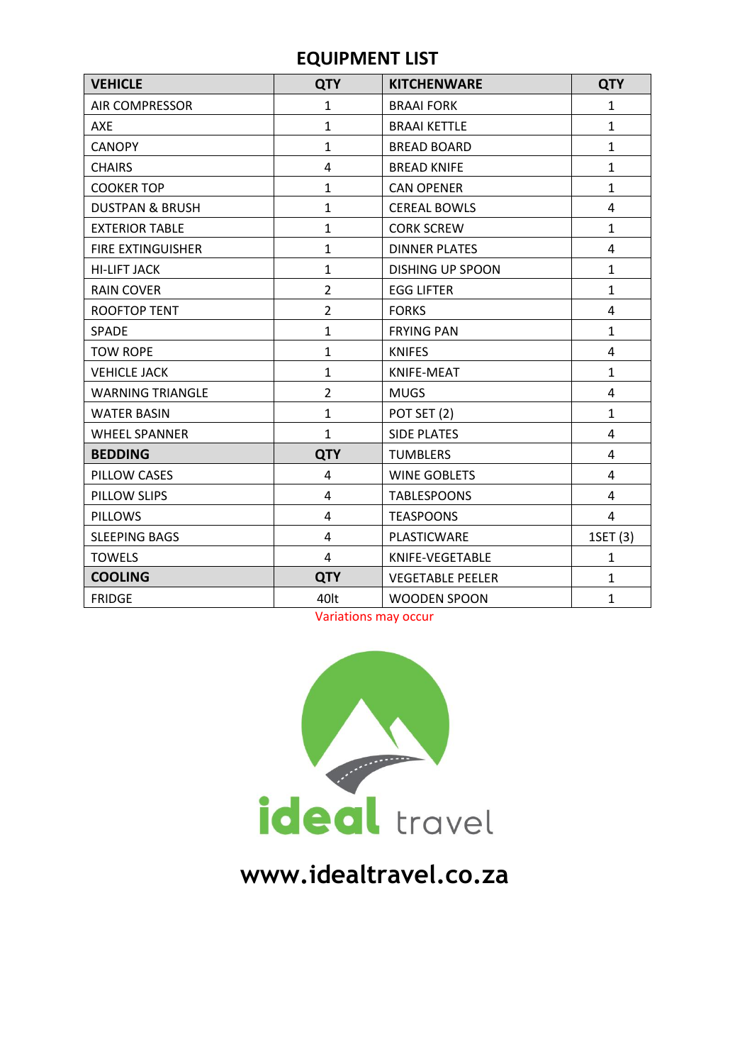# EQUIPMENT LIST

| VEHICLE | QTY | KITCHENWARE | QTY |
|---|---|---|---|
| AIR COMPRESSOR | 1 | BRAAI FORK | 1 |
| AXE | 1 | BRAAI KETTLE | 1 |
| CANOPY | 1 | BREAD BOARD | 1 |
| CHAIRS | 4 | BREAD KNIFE | 1 |
| COOKER TOP | 1 | CAN OPENER | 1 |
| DUSTPAN & BRUSH | 1 | CEREAL BOWLS | 4 |
| EXTERIOR TABLE | 1 | CORK SCREW | 1 |
| FIRE EXTINGUISHER | 1 | DINNER PLATES | 4 |
| HI-LIFT JACK | 1 | DISHING UP SPOON | 1 |
| RAIN COVER | 2 | EGG LIFTER | 1 |
| ROOFTOP TENT | 2 | FORKS | 4 |
| SPADE | 1 | FRYING PAN | 1 |
| TOW ROPE | 1 | KNIFES | 4 |
| VEHICLE JACK | 1 | KNIFE-MEAT | 1 |
| WARNING TRIANGLE | 2 | MUGS | 4 |
| WATER BASIN | 1 | POT SET (2) | 1 |
| WHEEL SPANNER | 1 | SIDE PLATES | 4 |
| **BEDDING** | **QTY** | TUMBLERS | 4 |
| PILLOW CASES | 4 | WINE GOBLETS | 4 |
| PILLOW SLIPS | 4 | TABLESPOONS | 4 |
| PILLOWS | 4 | TEASPOONS | 4 |
| SLEEPING BAGS | 4 | PLASTICWARE | 1SET (3) |
| TOWELS | 4 | KNIFE-VEGETABLE | 1 |
| **COOLING** | **QTY** | VEGETABLE PEELER | 1 |
| FRIDGE | 40lt | WOODEN SPOON | 1 |

Variations may occur

ideal travel

**www.idealtravel.co.za**